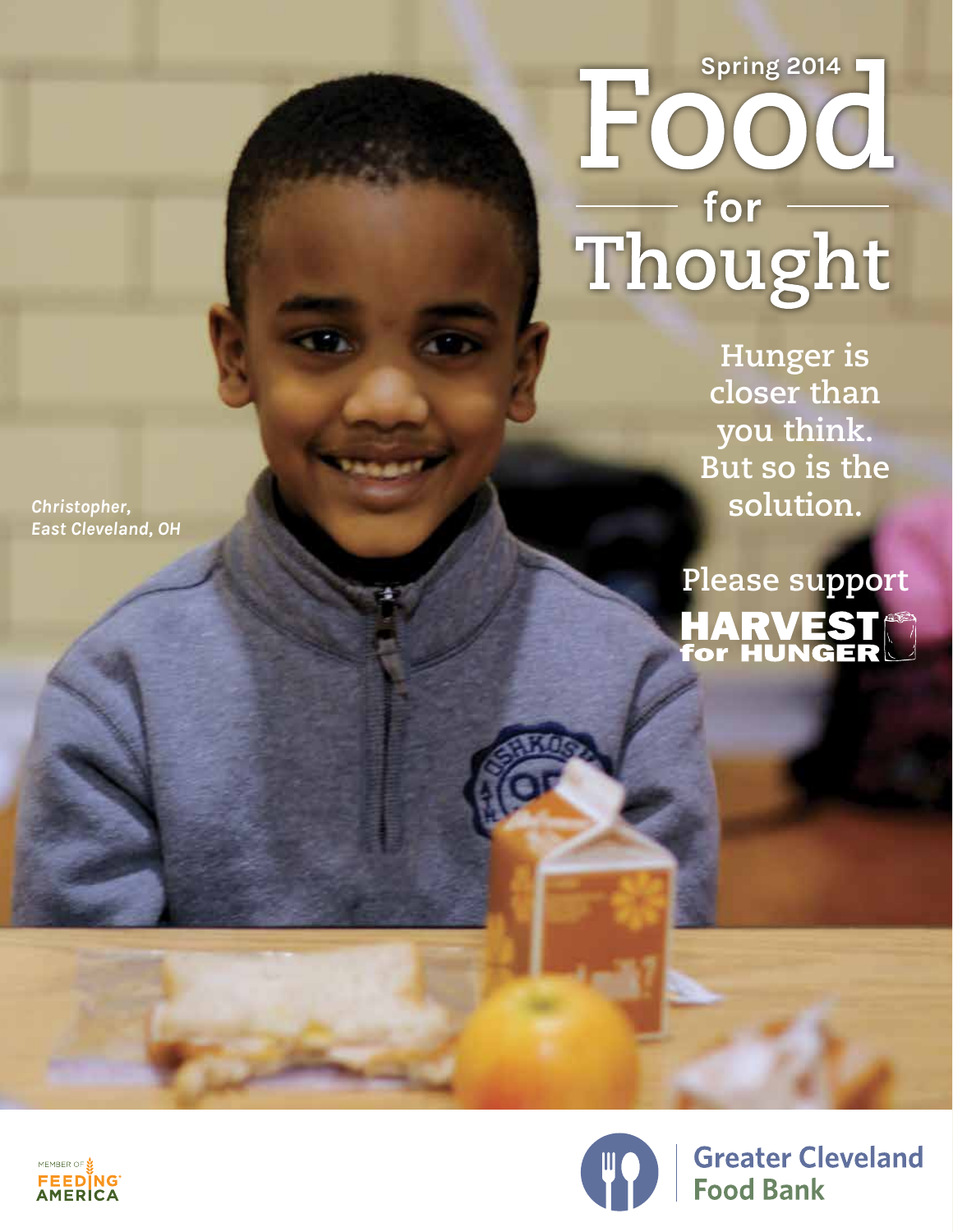Spring 2014

# Food for Thought

*Christopher, East Cleveland, OH*

Hunger is closer than you think. But so is the solution.

Please support HARVEST for HUNGER

MEMBER OF FEEDING AMERICA

Greater Cleveland Food Bank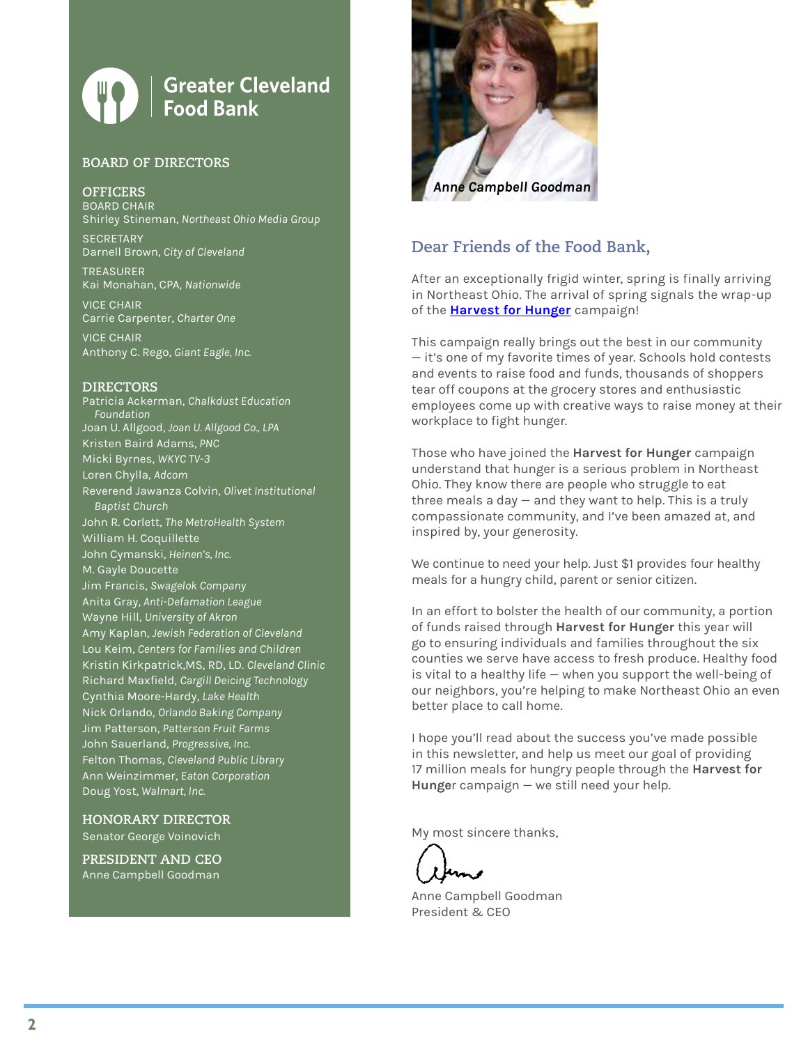# Greater Cleveland Food Bank

## BOARD OF DIRECTORS

### OFFICERS

BOARD CHAIR
Shirley Stineman, *Northeast Ohio Media Group*

SECRETARY
Darnell Brown, *City of Cleveland*

TREASURER
Kai Monahan, CPA, *Nationwide*

VICE CHAIR
Carrie Carpenter, *Charter One*

VICE CHAIR
Anthony C. Rego, *Giant Eagle, Inc.*

### DIRECTORS

Patricia Ackerman, *Chalkdust Education Foundation*
Joan U. Allgood, *Joan U. Allgood Co., LPA*
Kristen Baird Adams, *PNC*
Micki Byrnes, *WKYC TV-3*
Loren Chylla, *Adcom*
Reverend Jawanza Colvin, *Olivet Institutional Baptist Church*
John R. Corlett, *The MetroHealth System*
William H. Coquillette
John Cymanski, *Heinen's, Inc.*
M. Gayle Doucette
Jim Francis, *Swagelok Company*
Anita Gray, *Anti-Defamation League*
Wayne Hill, *University of Akron*
Amy Kaplan, *Jewish Federation of Cleveland*
Lou Keim, *Centers for Families and Children*
Kristin Kirkpatrick,MS, RD, LD. *Cleveland Clinic*
Richard Maxfield, *Cargill Deicing Technology*
Cynthia Moore-Hardy, *Lake Health*
Nick Orlando, *Orlando Baking Company*
Jim Patterson, *Patterson Fruit Farms*
John Sauerland, *Progressive, Inc.*
Felton Thomas, *Cleveland Public Library*
Ann Weinzimmer, *Eaton Corporation*
Doug Yost, *Walmart, Inc.*

### HONORARY DIRECTOR

Senator George Voinovich

### PRESIDENT AND CEO

Anne Campbell Goodman

*Anne Campbell Goodman*

## Dear Friends of the Food Bank,

After an exceptionally frigid winter, spring is finally arriving in Northeast Ohio. The arrival of spring signals the wrap-up of the **Harvest for Hunger** campaign!

This campaign really brings out the best in our community — it's one of my favorite times of year. Schools hold contests and events to raise food and funds, thousands of shoppers tear off coupons at the grocery stores and enthusiastic employees come up with creative ways to raise money at their workplace to fight hunger.

Those who have joined the **Harvest for Hunger** campaign understand that hunger is a serious problem in Northeast Ohio. They know there are people who struggle to eat three meals a day — and they want to help. This is a truly compassionate community, and I've been amazed at, and inspired by, your generosity.

We continue to need your help. Just $1 provides four healthy meals for a hungry child, parent or senior citizen.

In an effort to bolster the health of our community, a portion of funds raised through **Harvest for Hunger** this year will go to ensuring individuals and families throughout the six counties we serve have access to fresh produce. Healthy food is vital to a healthy life — when you support the well-being of our neighbors, you're helping to make Northeast Ohio an even better place to call home.

I hope you'll read about the success you've made possible in this newsletter, and help us meet our goal of providing 17 million meals for hungry people through the **Harvest for Hunge**r campaign — we still need your help.

My most sincere thanks,

Anne Campbell Goodman
President & CEO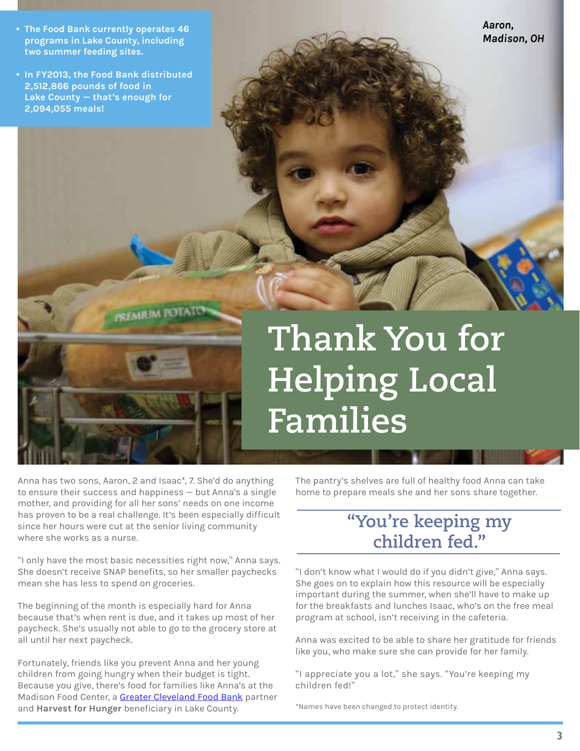- **The Food Bank currently operates 46 programs in Lake County, including two summer feeding sites.**
- **In FY2013, the Food Bank distributed 2,512,866 pounds of food in Lake County — that's enough for 2,094,055 meals!**

***Aaron, Madison, OH***

# Thank You for Helping Local Families

Anna has two sons, Aaron, 2 and Isaac*, 7. She'd do anything to ensure their success and happiness — but Anna's a single mother, and providing for all her sons' needs on one income has proven to be a real challenge. It's been especially difficult since her hours were cut at the senior living community where she works as a nurse.

"I only have the most basic necessities right now," Anna says. She doesn't receive SNAP benefits, so her smaller paychecks mean she has less to spend on groceries.

The beginning of the month is especially hard for Anna because that's when rent is due, and it takes up most of her paycheck. She's usually not able to go to the grocery store at all until her next paycheck.

Fortunately, friends like you prevent Anna and her young children from going hungry when their budget is tight. Because you give, there's food for families like Anna's at the Madison Food Center, a Greater Cleveland Food Bank partner and **Harvest for Hunger** beneficiary in Lake County.

The pantry's shelves are full of healthy food Anna can take home to prepare meals she and her sons share together.

## "You're keeping my children fed."

"I don't know what I would do if you didn't give," Anna says. She goes on to explain how this resource will be especially important during the summer, when she'll have to make up for the breakfasts and lunches Isaac, who's on the free meal program at school, isn't receiving in the cafeteria.

Anna was excited to be able to share her gratitude for friends like you, who make sure she can provide for her family.

"I appreciate you a lot," she says. "You're keeping my children fed!"

*Names have been changed to protect identity.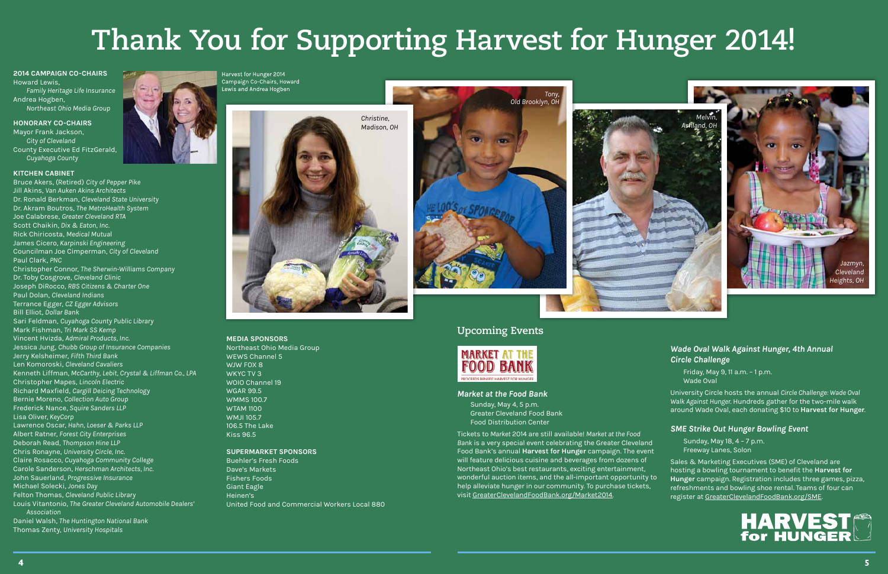# Thank You for Supporting Harvest for Hunger 2014!

**2014 CAMPAIGN CO-CHAIRS**

Howard Lewis,
*Family Heritage Life Insurance*
Andrea Hogben,
*Northeast Ohio Media Group*

**HONORARY CO-CHAIRS**

Mayor Frank Jackson,
*City of Cleveland*
County Executive Ed FitzGerald,
*Cuyahoga County*

Harvest for Hunger 2014 Campaign Co-Chairs, Howard Lewis and Andrea Hogben

**KITCHEN CABINET**

Bruce Akers, (Retired) *City of Pepper Pike*
Jill Akins, *Van Auken Akins Architects*
Dr. Ronald Berkman, *Cleveland State University*
Dr. Akram Boutros, *The MetroHealth System*
Joe Calabrese, *Greater Cleveland RTA*
Scott Chaikin, *Dix & Eaton, Inc.*
Rick Chiricosta, *Medical Mutual*
James Cicero, *Karpinski Engineering*
Councilman Joe Cimperman, *City of Cleveland*
Paul Clark, *PNC*
Christopher Connor, *The Sherwin-Williams Company*
Dr. Toby Cosgrove, *Cleveland Clinic*
Joseph DiRocco, *RBS Citizens & Charter One*
Paul Dolan, *Cleveland Indians*
Terrance Egger, *CZ Egger Advisors*
Bill Elliot, *Dollar Bank*
Sari Feldman, *Cuyahoga County Public Library*
Mark Fishman, *Tri Mark SS Kemp*
Vincent Hvizda, *Admiral Products, Inc.*
Jessica Jung, *Chubb Group of Insurance Companies*
Jerry Kelsheimer, *Fifth Third Bank*
Len Komoroski, *Cleveland Cavaliers*
Kenneth Liffman, *McCarthy, Lebit, Crystal & Liffman Co., LPA*
Christopher Mapes, *Lincoln Electric*
Richard Maxfield, *Cargill Deicing Technology*
Bernie Moreno, *Collection Auto Group*
Frederick Nance, *Squire Sanders LLP*
Lisa Oliver, *KeyCorp*
Lawrence Oscar, *Hahn, Loeser & Parks LLP*
Albert Ratner, *Forest City Enterprises*
Deborah Read, *Thompson Hine LLP*
Chris Ronayne, *University Circle, Inc.*
Claire Rosacco, *Cuyahoga Community College*
Carole Sanderson, *Herschman Architects, Inc.*
John Sauerland, *Progressive Insurance*
Michael Solecki, *Jones Day*
Felton Thomas, *Cleveland Public Library*
Louis Vitantonio, *The Greater Cleveland Automobile Dealers' Association*
Daniel Walsh, *The Huntington National Bank*
Thomas Zenty, *University Hospitals*

*Christine, Madison, OH*

*Tony, Old Brooklyn, OH*

*Melvin, Ashland, OH*

*Jazmyn, Cleveland Heights, OH*

**MEDIA SPONSORS**

Northeast Ohio Media Group
WEWS Channel 5
WJW FOX 8
WKYC TV 3
WOIO Channel 19
WGAR 99.5
WMMS 100.7
WTAM 1100
WMJI 105.7
106.5 The Lake
Kiss 96.5

**SUPERMARKET SPONSORS**

Buehler's Fresh Foods
Dave's Markets
Fishers Foods
Giant Eagle
Heinen's
United Food and Commercial Workers Local 880

## Upcoming Events

MARKET AT THE FOOD BANK
PROCEEDS BENEFIT HARVEST FOR HUNGER

### *Market at the Food Bank*

Sunday, May 4, 5 p.m.
Greater Cleveland Food Bank
Food Distribution Center

Tickets to *Market at the Food Bank* 2014 are still available! *Market at the Food Bank* is a very special event celebrating the Greater Cleveland Food Bank's annual **Harvest for Hunger** campaign. The event will feature delicious cuisine and beverages from dozens of Northeast Ohio's best restaurants, exciting entertainment, wonderful auction items, and the all-important opportunity to help alleviate hunger in our community. To purchase tickets, visit GreaterClevelandFoodBank.org/Market2014.

### *Wade Oval Walk Against Hunger, 4th Annual Circle Challenge*

Friday, May 9, 11 a.m. – 1 p.m.
Wade Oval

University Circle hosts the annual *Circle Challenge: Wade Oval Walk Against Hunger*. Hundreds gather for the two-mile walk around Wade Oval, each donating $10 to **Harvest for Hunger**.

### *SME Strike Out Hunger Bowling Event*

Sunday, May 18, 4 – 7 p.m.
Freeway Lanes, Solon

Sales & Marketing Executives (SME) of Cleveland are hosting a bowling tournament to benefit the **Harvest for Hunger** campaign. Registration includes three games, pizza, refreshments and bowling shoe rental. Teams of four can register at GreaterClevelandFoodBank.org/SME.

HARVEST for HUNGER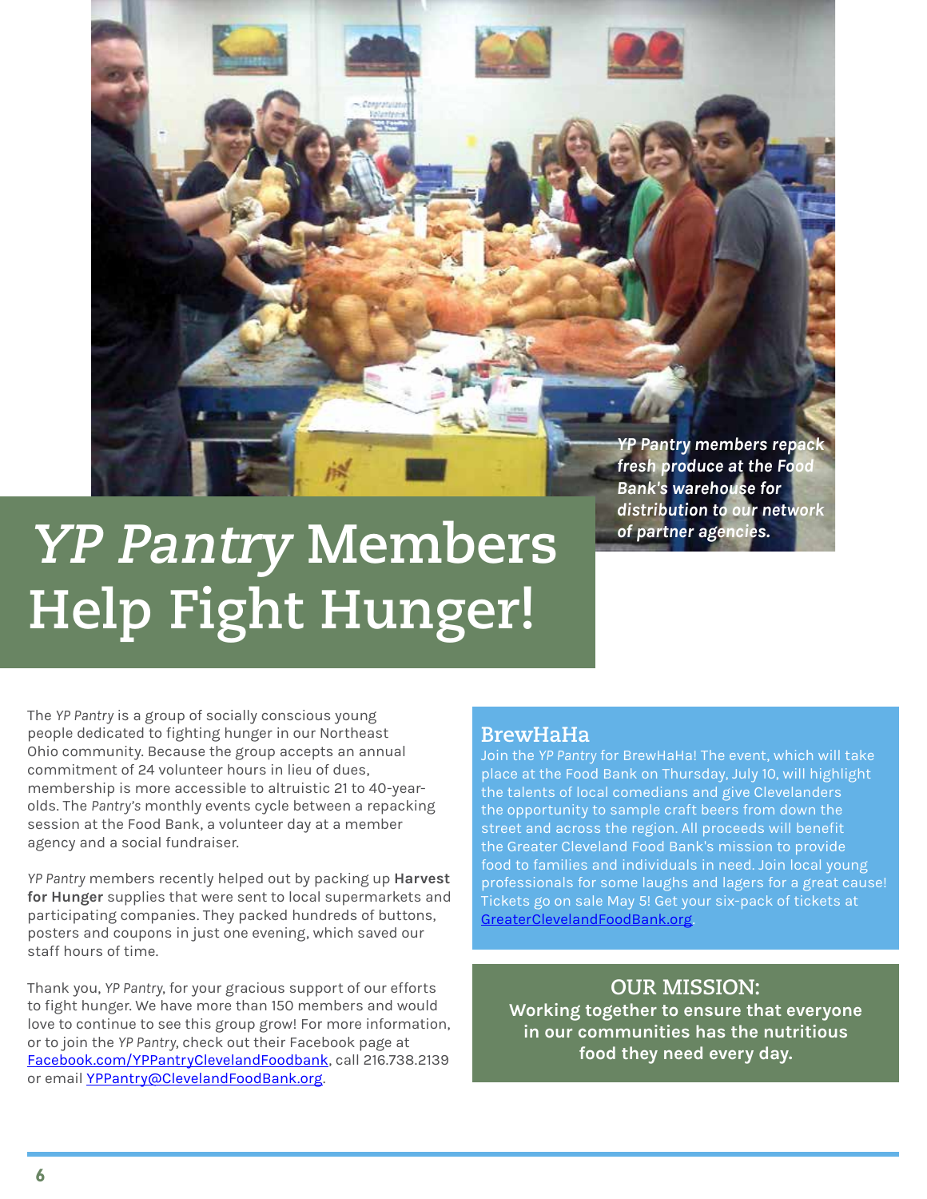*YP Pantry members repack fresh produce at the Food Bank's warehouse for distribution to our network of partner agencies.*

# *YP Pantry* Members Help Fight Hunger!

The *YP Pantry* is a group of socially conscious young people dedicated to fighting hunger in our Northeast Ohio community. Because the group accepts an annual commitment of 24 volunteer hours in lieu of dues, membership is more accessible to altruistic 21 to 40-year-olds. The *Pantry's* monthly events cycle between a repacking session at the Food Bank, a volunteer day at a member agency and a social fundraiser.

*YP Pantry* members recently helped out by packing up **Harvest for Hunger** supplies that were sent to local supermarkets and participating companies. They packed hundreds of buttons, posters and coupons in just one evening, which saved our staff hours of time.

Thank you, *YP Pantry*, for your gracious support of our efforts to fight hunger. We have more than 150 members and would love to continue to see this group grow! For more information, or to join the *YP Pantry*, check out their Facebook page at Facebook.com/YPPantryClevelandFoodbank, call 216.738.2139 or email YPPantry@ClevelandFoodBank.org.

## BrewHaHa

Join the *YP Pantry* for BrewHaHa! The event, which will take place at the Food Bank on Thursday, July 10, will highlight the talents of local comedians and give Clevelanders the opportunity to sample craft beers from down the street and across the region. All proceeds will benefit the Greater Cleveland Food Bank's mission to provide food to families and individuals in need. Join local young professionals for some laughs and lagers for a great cause! Tickets go on sale May 5! Get your six-pack of tickets at GreaterClevelandFoodBank.org.

## OUR MISSION:

**Working together to ensure that everyone in our communities has the nutritious food they need every day.**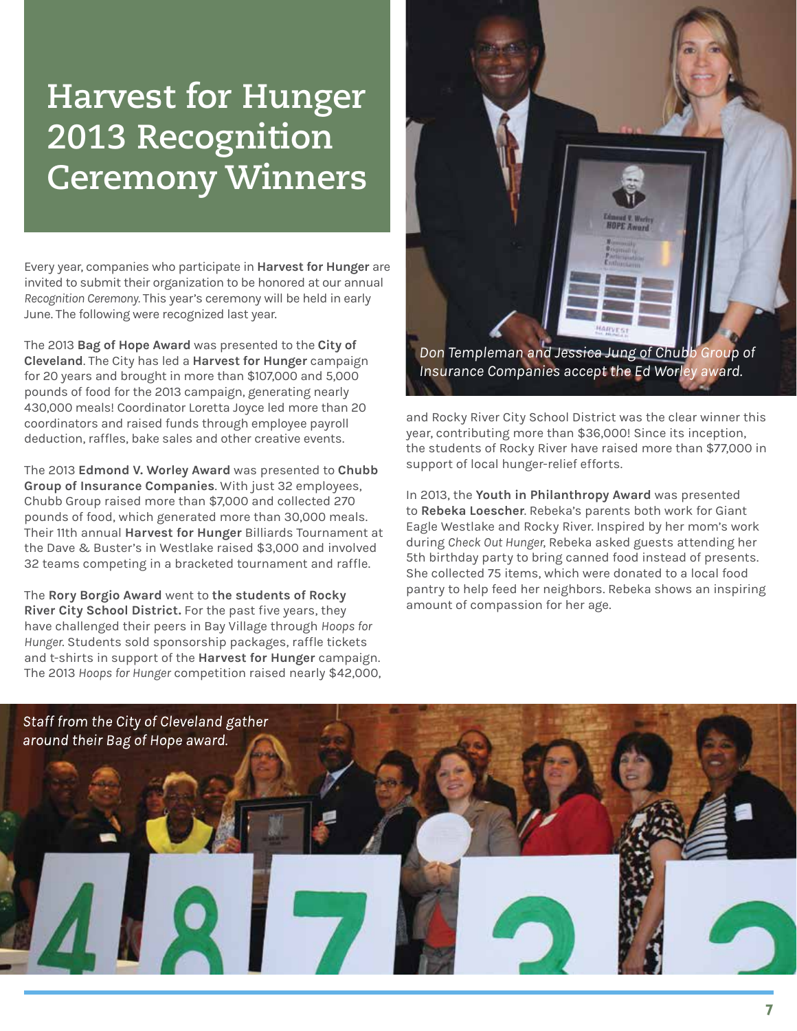# Harvest for Hunger 2013 Recognition Ceremony Winners

Every year, companies who participate in **Harvest for Hunger** are invited to submit their organization to be honored at our annual *Recognition Ceremony*. This year's ceremony will be held in early June. The following were recognized last year.

The 2013 **Bag of Hope Award** was presented to the **City of Cleveland**. The City has led a **Harvest for Hunger** campaign for 20 years and brought in more than $107,000 and 5,000 pounds of food for the 2013 campaign, generating nearly 430,000 meals! Coordinator Loretta Joyce led more than 20 coordinators and raised funds through employee payroll deduction, raffles, bake sales and other creative events.

The 2013 **Edmond V. Worley Award** was presented to **Chubb Group of Insurance Companies**. With just 32 employees, Chubb Group raised more than $7,000 and collected 270 pounds of food, which generated more than 30,000 meals. Their 11th annual **Harvest for Hunger** Billiards Tournament at the Dave & Buster's in Westlake raised $3,000 and involved 32 teams competing in a bracketed tournament and raffle.

The **Rory Borgio Award** went to **the students of Rocky River City School District.** For the past five years, they have challenged their peers in Bay Village through *Hoops for Hunger*. Students sold sponsorship packages, raffle tickets and t-shirts in support of the **Harvest for Hunger** campaign. The 2013 *Hoops for Hunger* competition raised nearly $42,000, and Rocky River City School District was the clear winner this year, contributing more than $36,000! Since its inception, the students of Rocky River have raised more than $77,000 in support of local hunger-relief efforts.

*Don Templeman and Jessica Jung of Chubb Group of Insurance Companies accept the Ed Worley award.*

In 2013, the **Youth in Philanthropy Award** was presented to **Rebeka Loescher**. Rebeka's parents both work for Giant Eagle Westlake and Rocky River. Inspired by her mom's work during *Check Out Hunger*, Rebeka asked guests attending her 5th birthday party to bring canned food instead of presents. She collected 75 items, which were donated to a local food pantry to help feed her neighbors. Rebeka shows an inspiring amount of compassion for her age.

*Staff from the City of Cleveland gather around their Bag of Hope award.*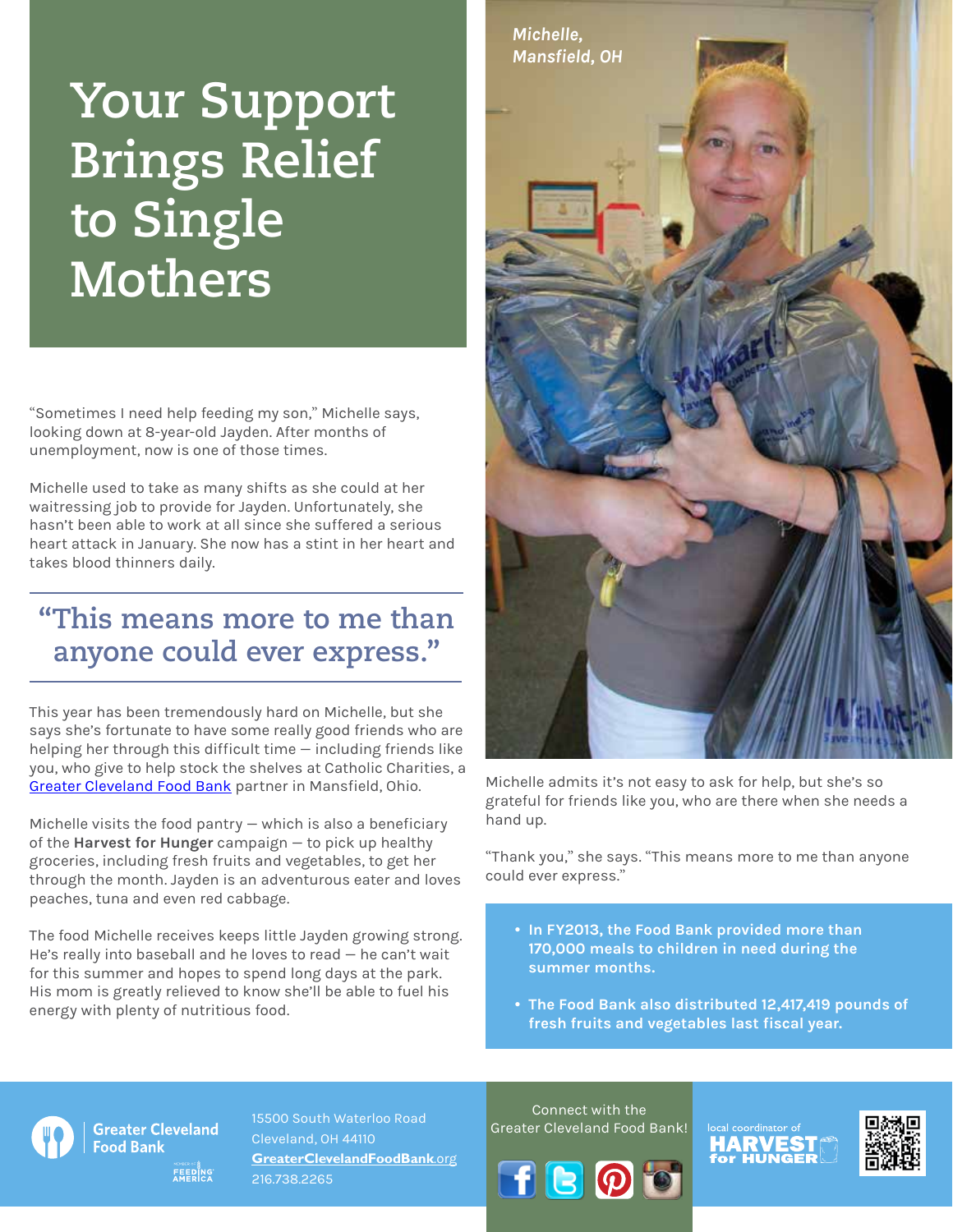# Your Support Brings Relief to Single Mothers

"Sometimes I need help feeding my son," Michelle says, looking down at 8-year-old Jayden. After months of unemployment, now is one of those times.

Michelle used to take as many shifts as she could at her waitressing job to provide for Jayden. Unfortunately, she hasn't been able to work at all since she suffered a serious heart attack in January. She now has a stint in her heart and takes blood thinners daily.

> "This means more to me than anyone could ever express."

This year has been tremendously hard on Michelle, but she says she's fortunate to have some really good friends who are helping her through this difficult time — including friends like you, who give to help stock the shelves at Catholic Charities, a Greater Cleveland Food Bank partner in Mansfield, Ohio.

Michelle visits the food pantry — which is also a beneficiary of the **Harvest for Hunger** campaign — to pick up healthy groceries, including fresh fruits and vegetables, to get her through the month. Jayden is an adventurous eater and loves peaches, tuna and even red cabbage.

The food Michelle receives keeps little Jayden growing strong. He's really into baseball and he loves to read — he can't wait for this summer and hopes to spend long days at the park. His mom is greatly relieved to know she'll be able to fuel his energy with plenty of nutritious food.

*Michelle, Mansfield, OH*

Michelle admits it's not easy to ask for help, but she's so grateful for friends like you, who are there when she needs a hand up.

"Thank you," she says. "This means more to me than anyone could ever express."

- **In FY2013, the Food Bank provided more than 170,000 meals to children in need during the summer months.**
- **The Food Bank also distributed 12,417,419 pounds of fresh fruits and vegetables last fiscal year.**

Greater Cleveland Food Bank
Member of Feeding America

15500 South Waterloo Road
Cleveland, OH 44110
GreaterClevelandFoodBank.org
216.738.2265

Connect with the Greater Cleveland Food Bank!

local coordinator of HARVEST for HUNGER